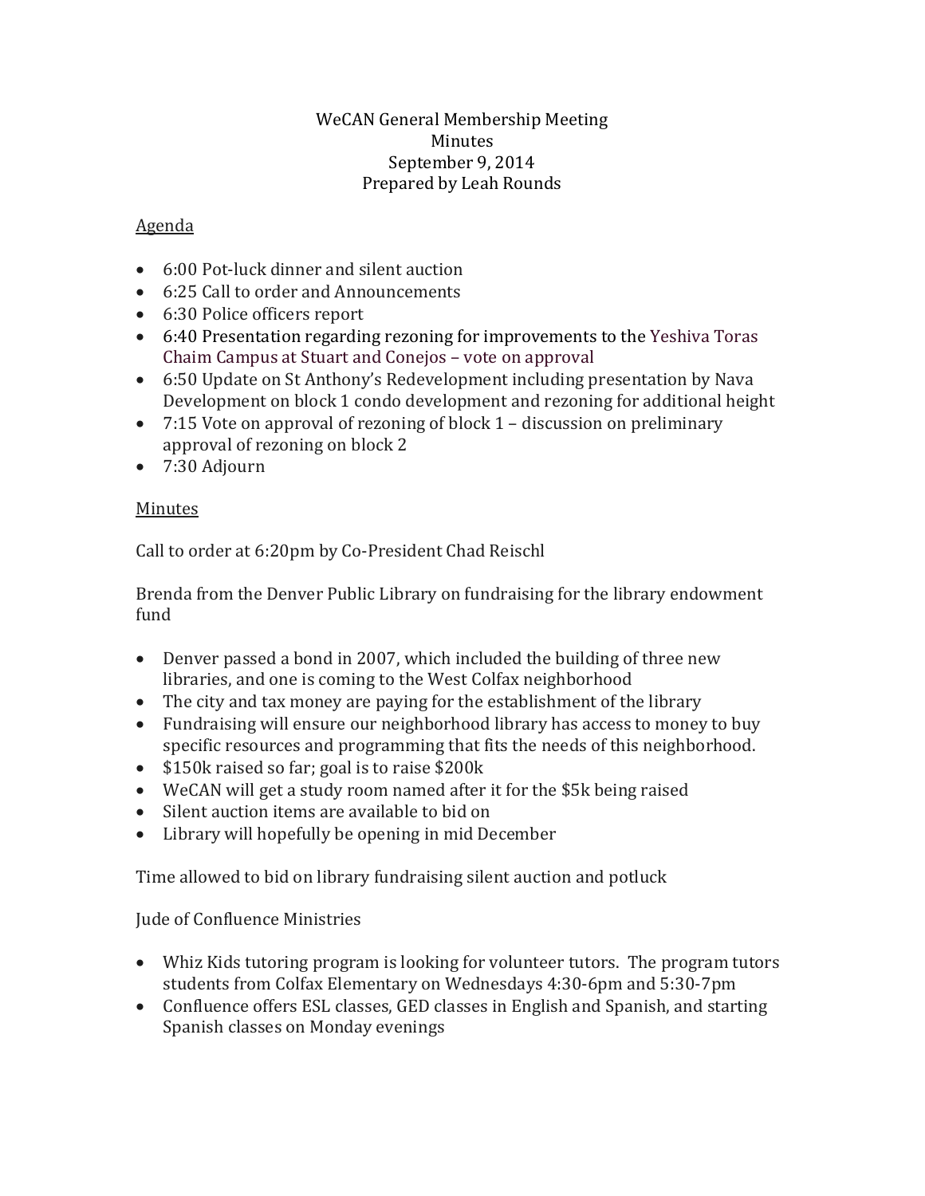WeCAN General Membership Meeting
Minutes
September 9, 2014
Prepared by Leah Rounds

## Agenda

- 6:00 Pot-luck dinner and silent auction
- 6:25 Call to order and Announcements
- 6:30 Police officers report
- 6:40 Presentation regarding rezoning for improvements to the Yeshiva Toras Chaim Campus at Stuart and Conejos – vote on approval
- 6:50 Update on St Anthony's Redevelopment including presentation by Nava Development on block 1 condo development and rezoning for additional height
- 7:15 Vote on approval of rezoning of block 1 – discussion on preliminary approval of rezoning on block 2
- 7:30 Adjourn

## Minutes

Call to order at 6:20pm by Co-President Chad Reischl

Brenda from the Denver Public Library on fundraising for the library endowment fund

- Denver passed a bond in 2007, which included the building of three new libraries, and one is coming to the West Colfax neighborhood
- The city and tax money are paying for the establishment of the library
- Fundraising will ensure our neighborhood library has access to money to buy specific resources and programming that fits the needs of this neighborhood.
- $150k raised so far; goal is to raise $200k
- WeCAN will get a study room named after it for the $5k being raised
- Silent auction items are available to bid on
- Library will hopefully be opening in mid December

Time allowed to bid on library fundraising silent auction and potluck

Jude of Confluence Ministries

- Whiz Kids tutoring program is looking for volunteer tutors. The program tutors students from Colfax Elementary on Wednesdays 4:30-6pm and 5:30-7pm
- Confluence offers ESL classes, GED classes in English and Spanish, and starting Spanish classes on Monday evenings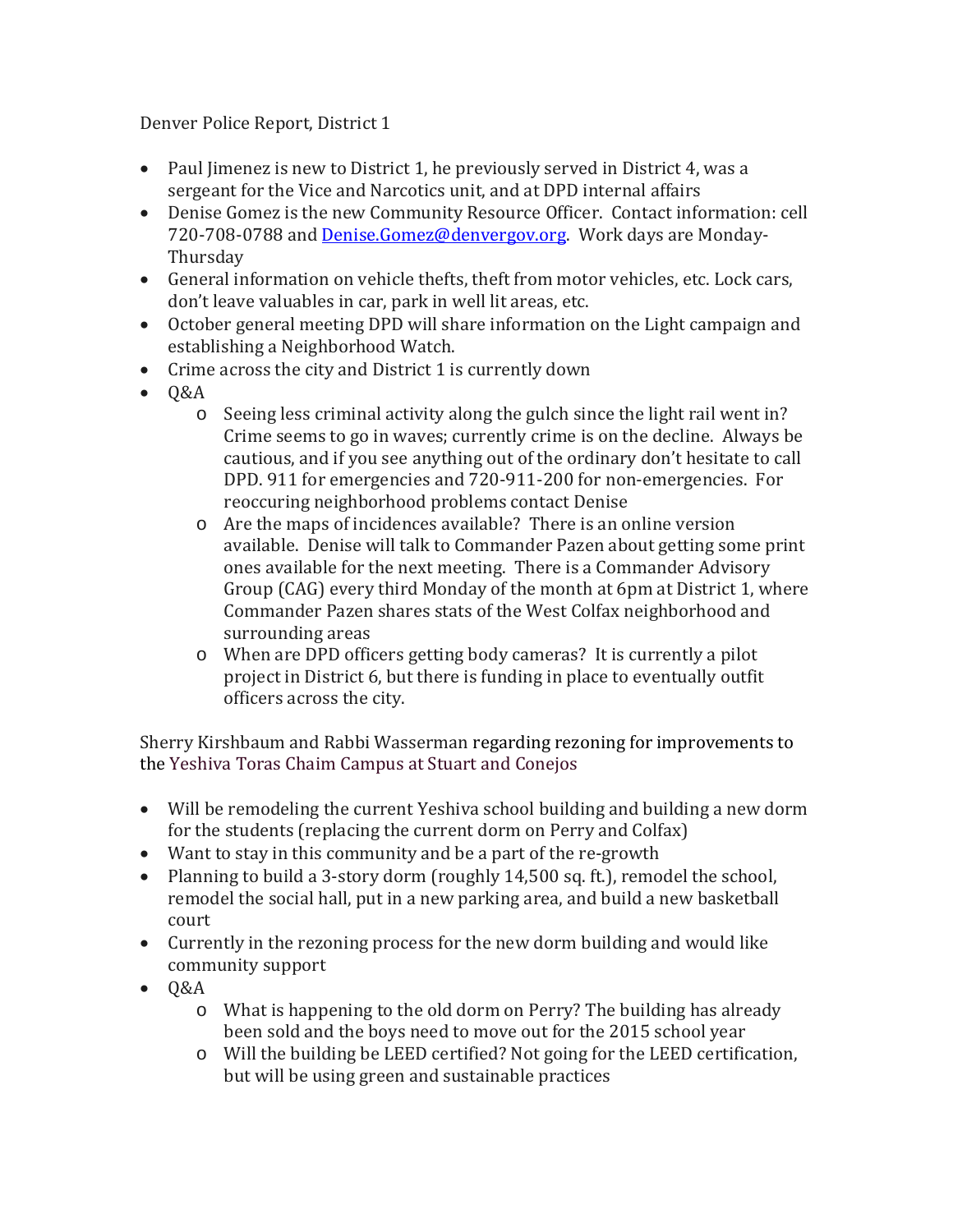Denver Police Report, District 1

- Paul Jimenez is new to District 1, he previously served in District 4, was a sergeant for the Vice and Narcotics unit, and at DPD internal affairs
- Denise Gomez is the new Community Resource Officer. Contact information: cell 720-708-0788 and [Denise.Gomez@denvergov.org](mailto:Denise.Gomez@denvergov.org). Work days are Monday-Thursday
- General information on vehicle thefts, theft from motor vehicles, etc. Lock cars, don't leave valuables in car, park in well lit areas, etc.
- October general meeting DPD will share information on the Light campaign and establishing a Neighborhood Watch.
- Crime across the city and District 1 is currently down
- Q&A
  - Seeing less criminal activity along the gulch since the light rail went in? Crime seems to go in waves; currently crime is on the decline. Always be cautious, and if you see anything out of the ordinary don't hesitate to call DPD. 911 for emergencies and 720-911-200 for non-emergencies. For reoccuring neighborhood problems contact Denise
  - Are the maps of incidences available? There is an online version available. Denise will talk to Commander Pazen about getting some print ones available for the next meeting. There is a Commander Advisory Group (CAG) every third Monday of the month at 6pm at District 1, where Commander Pazen shares stats of the West Colfax neighborhood and surrounding areas
  - When are DPD officers getting body cameras? It is currently a pilot project in District 6, but there is funding in place to eventually outfit officers across the city.

Sherry Kirshbaum and Rabbi Wasserman regarding rezoning for improvements to the Yeshiva Toras Chaim Campus at Stuart and Conejos

- Will be remodeling the current Yeshiva school building and building a new dorm for the students (replacing the current dorm on Perry and Colfax)
- Want to stay in this community and be a part of the re-growth
- Planning to build a 3-story dorm (roughly 14,500 sq. ft.), remodel the school, remodel the social hall, put in a new parking area, and build a new basketball court
- Currently in the rezoning process for the new dorm building and would like community support
- Q&A
  - What is happening to the old dorm on Perry? The building has already been sold and the boys need to move out for the 2015 school year
  - Will the building be LEED certified? Not going for the LEED certification, but will be using green and sustainable practices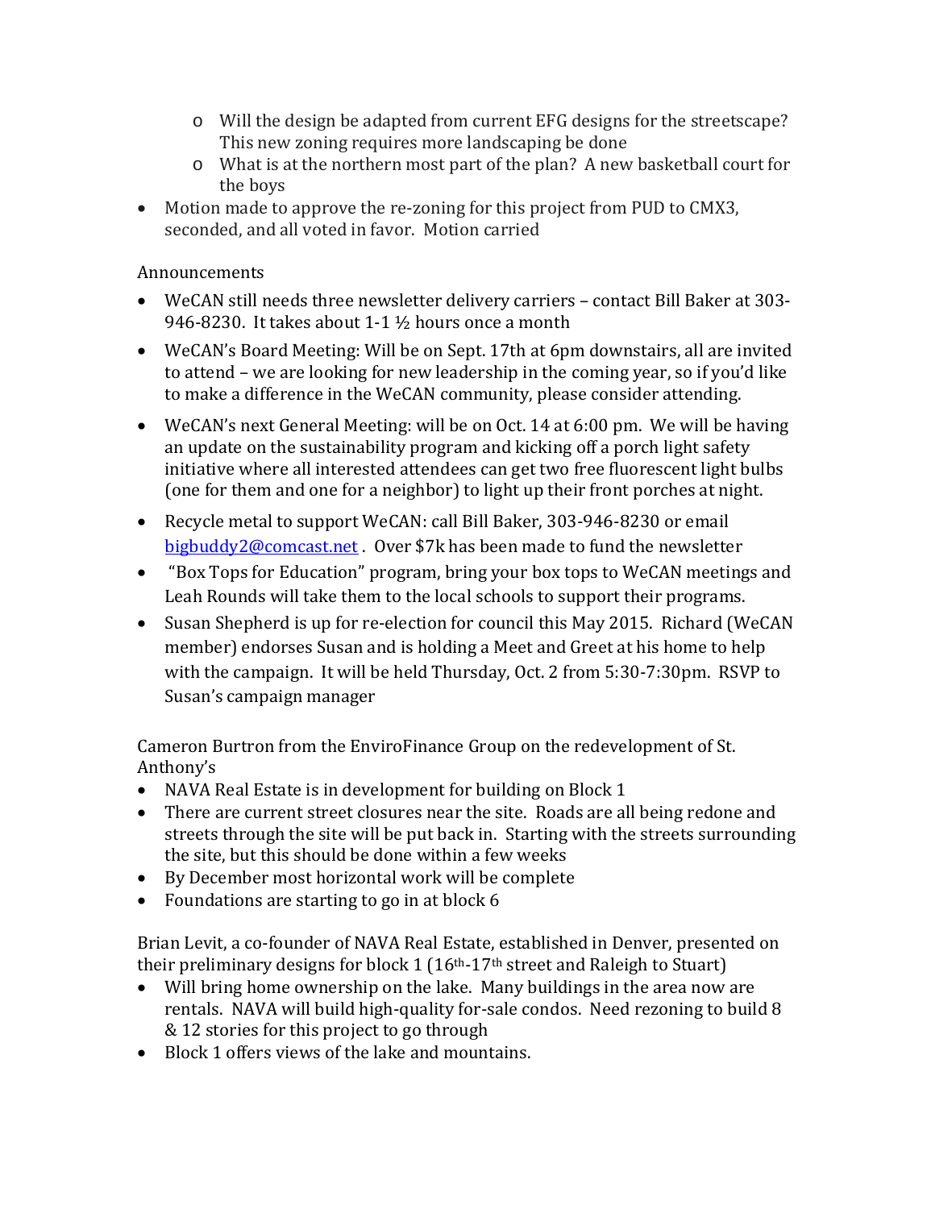- Will the design be adapted from current EFG designs for the streetscape? This new zoning requires more landscaping be done
    - What is at the northern most part of the plan? A new basketball court for the boys
- Motion made to approve the re-zoning for this project from PUD to CMX3, seconded, and all voted in favor. Motion carried

Announcements

- WeCAN still needs three newsletter delivery carriers – contact Bill Baker at 303-946-8230. It takes about 1-1 ½ hours once a month
- WeCAN's Board Meeting: Will be on Sept. 17th at 6pm downstairs, all are invited to attend – we are looking for new leadership in the coming year, so if you'd like to make a difference in the WeCAN community, please consider attending.
- WeCAN's next General Meeting: will be on Oct. 14 at 6:00 pm. We will be having an update on the sustainability program and kicking off a porch light safety initiative where all interested attendees can get two free fluorescent light bulbs (one for them and one for a neighbor) to light up their front porches at night.
- Recycle metal to support WeCAN: call Bill Baker, 303-946-8230 or email [bigbuddy2@comcast.net](mailto:bigbuddy2@comcast.net) . Over $7k has been made to fund the newsletter
- "Box Tops for Education" program, bring your box tops to WeCAN meetings and Leah Rounds will take them to the local schools to support their programs.
- Susan Shepherd is up for re-election for council this May 2015. Richard (WeCAN member) endorses Susan and is holding a Meet and Greet at his home to help with the campaign. It will be held Thursday, Oct. 2 from 5:30-7:30pm. RSVP to Susan's campaign manager

Cameron Burtron from the EnviroFinance Group on the redevelopment of St. Anthony's

- NAVA Real Estate is in development for building on Block 1
- There are current street closures near the site. Roads are all being redone and streets through the site will be put back in. Starting with the streets surrounding the site, but this should be done within a few weeks
- By December most horizontal work will be complete
- Foundations are starting to go in at block 6

Brian Levit, a co-founder of NAVA Real Estate, established in Denver, presented on their preliminary designs for block 1 (16th-17th street and Raleigh to Stuart)

- Will bring home ownership on the lake. Many buildings in the area now are rentals. NAVA will build high-quality for-sale condos. Need rezoning to build 8 & 12 stories for this project to go through
- Block 1 offers views of the lake and mountains.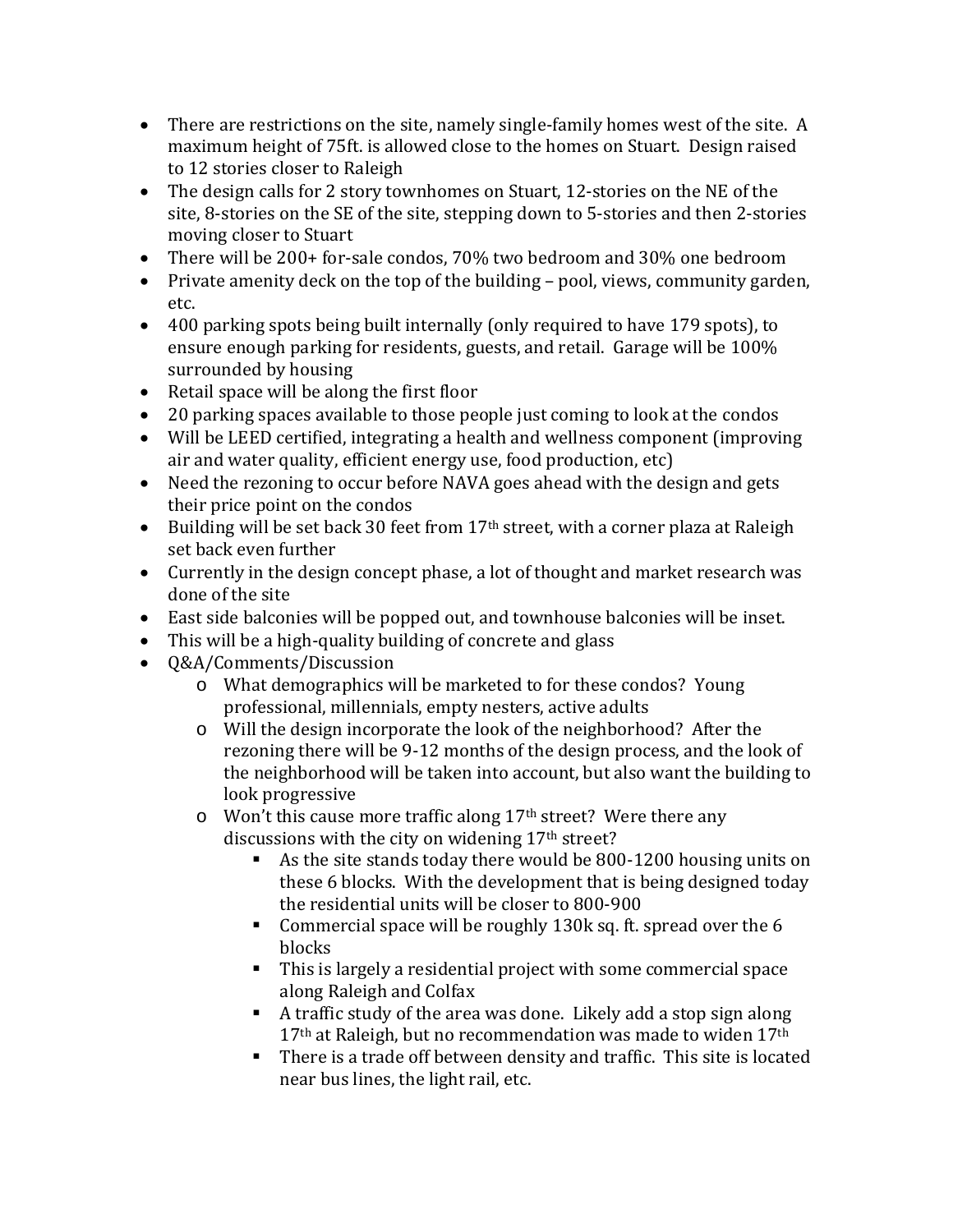- There are restrictions on the site, namely single-family homes west of the site. A maximum height of 75ft. is allowed close to the homes on Stuart. Design raised to 12 stories closer to Raleigh
- The design calls for 2 story townhomes on Stuart, 12-stories on the NE of the site, 8-stories on the SE of the site, stepping down to 5-stories and then 2-stories moving closer to Stuart
- There will be 200+ for-sale condos, 70% two bedroom and 30% one bedroom
- Private amenity deck on the top of the building – pool, views, community garden, etc.
- 400 parking spots being built internally (only required to have 179 spots), to ensure enough parking for residents, guests, and retail. Garage will be 100% surrounded by housing
- Retail space will be along the first floor
- 20 parking spaces available to those people just coming to look at the condos
- Will be LEED certified, integrating a health and wellness component (improving air and water quality, efficient energy use, food production, etc)
- Need the rezoning to occur before NAVA goes ahead with the design and gets their price point on the condos
- Building will be set back 30 feet from 17th street, with a corner plaza at Raleigh set back even further
- Currently in the design concept phase, a lot of thought and market research was done of the site
- East side balconies will be popped out, and townhouse balconies will be inset.
- This will be a high-quality building of concrete and glass
- Q&A/Comments/Discussion
  - What demographics will be marketed to for these condos? Young professional, millennials, empty nesters, active adults
  - Will the design incorporate the look of the neighborhood? After the rezoning there will be 9-12 months of the design process, and the look of the neighborhood will be taken into account, but also want the building to look progressive
  - Won't this cause more traffic along 17th street? Were there any discussions with the city on widening 17th street?
    - As the site stands today there would be 800-1200 housing units on these 6 blocks. With the development that is being designed today the residential units will be closer to 800-900
    - Commercial space will be roughly 130k sq. ft. spread over the 6 blocks
    - This is largely a residential project with some commercial space along Raleigh and Colfax
    - A traffic study of the area was done. Likely add a stop sign along 17th at Raleigh, but no recommendation was made to widen 17th
    - There is a trade off between density and traffic. This site is located near bus lines, the light rail, etc.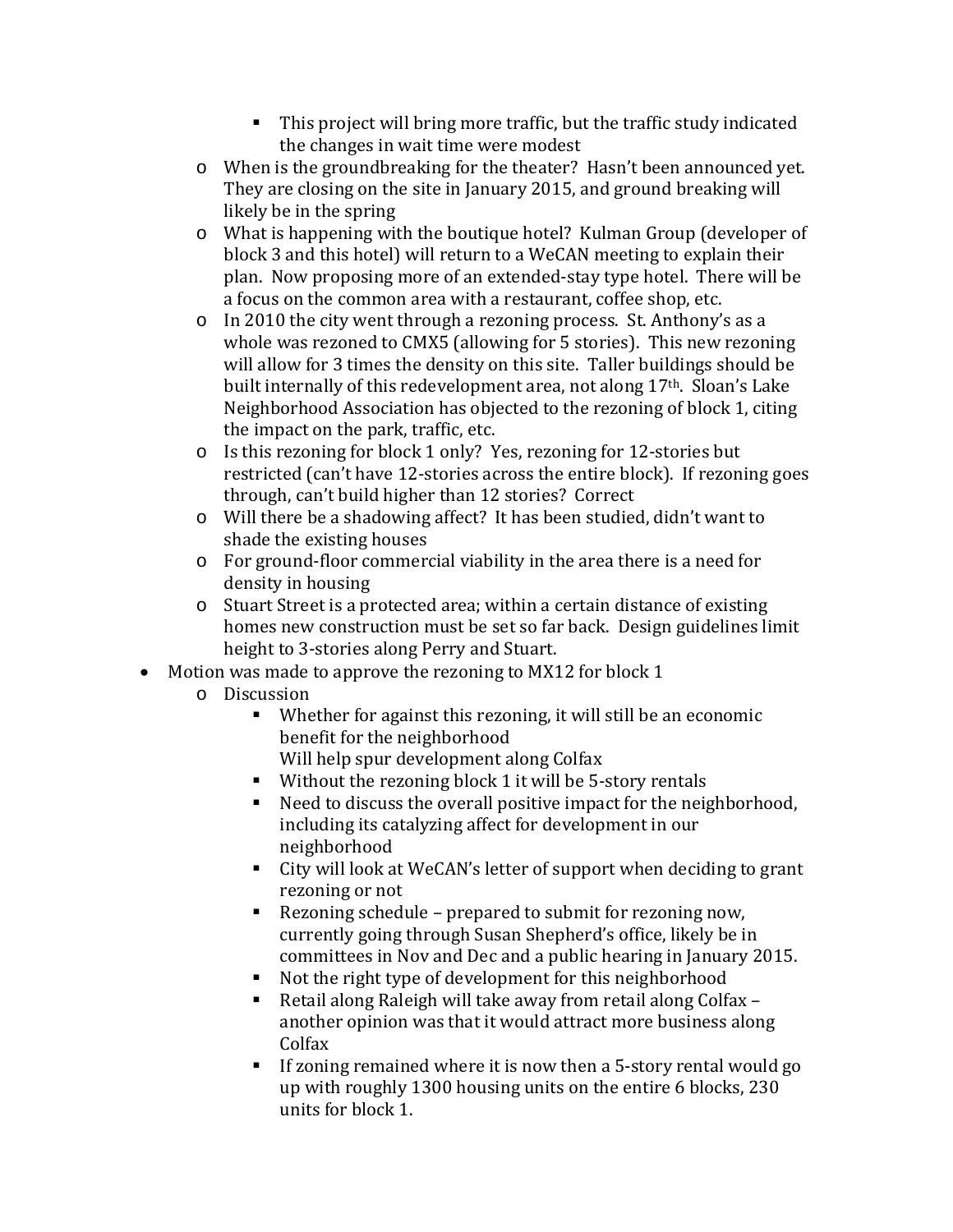- This project will bring more traffic, but the traffic study indicated the changes in wait time were modest
    - When is the groundbreaking for the theater? Hasn't been announced yet. They are closing on the site in January 2015, and ground breaking will likely be in the spring
    - What is happening with the boutique hotel? Kulman Group (developer of block 3 and this hotel) will return to a WeCAN meeting to explain their plan. Now proposing more of an extended-stay type hotel. There will be a focus on the common area with a restaurant, coffee shop, etc.
    - In 2010 the city went through a rezoning process. St. Anthony's as a whole was rezoned to CMX5 (allowing for 5 stories). This new rezoning will allow for 3 times the density on this site. Taller buildings should be built internally of this redevelopment area, not along 17th. Sloan's Lake Neighborhood Association has objected to the rezoning of block 1, citing the impact on the park, traffic, etc.
    - Is this rezoning for block 1 only? Yes, rezoning for 12-stories but restricted (can't have 12-stories across the entire block). If rezoning goes through, can't build higher than 12 stories? Correct
    - Will there be a shadowing affect? It has been studied, didn't want to shade the existing houses
    - For ground-floor commercial viability in the area there is a need for density in housing
    - Stuart Street is a protected area; within a certain distance of existing homes new construction must be set so far back. Design guidelines limit height to 3-stories along Perry and Stuart.
- Motion was made to approve the rezoning to MX12 for block 1
    - Discussion
        - Whether for against this rezoning, it will still be an economic benefit for the neighborhood
          Will help spur development along Colfax
        - Without the rezoning block 1 it will be 5-story rentals
        - Need to discuss the overall positive impact for the neighborhood, including its catalyzing affect for development in our neighborhood
        - City will look at WeCAN's letter of support when deciding to grant rezoning or not
        - Rezoning schedule – prepared to submit for rezoning now, currently going through Susan Shepherd's office, likely be in committees in Nov and Dec and a public hearing in January 2015.
        - Not the right type of development for this neighborhood
        - Retail along Raleigh will take away from retail along Colfax – another opinion was that it would attract more business along Colfax
        - If zoning remained where it is now then a 5-story rental would go up with roughly 1300 housing units on the entire 6 blocks, 230 units for block 1.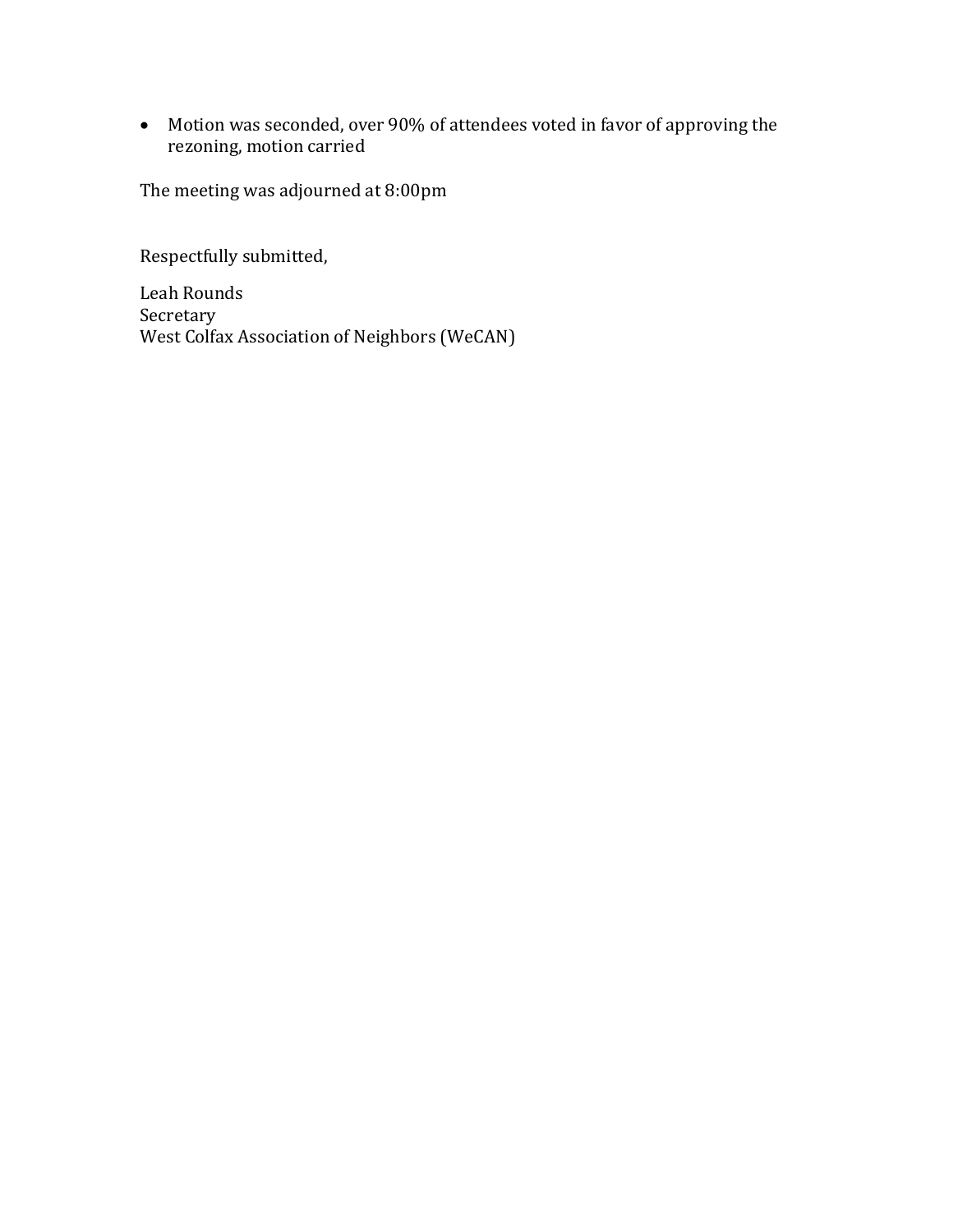- Motion was seconded, over 90% of attendees voted in favor of approving the rezoning, motion carried

The meeting was adjourned at 8:00pm

Respectfully submitted,

Leah Rounds
Secretary
West Colfax Association of Neighbors (WeCAN)